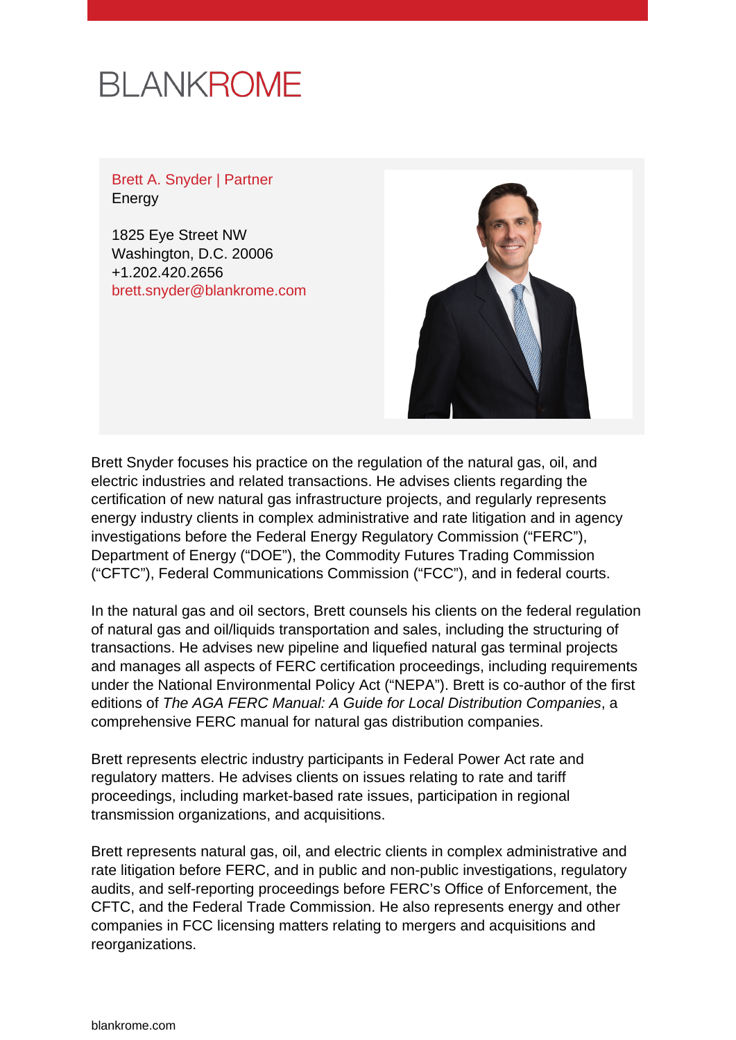# BLANKROME

**Brett A. Snyder | Partner**
Energy

1825 Eye Street NW
Washington, D.C. 20006
+1.202.420.2656
brett.snyder@blankrome.com

Brett Snyder focuses his practice on the regulation of the natural gas, oil, and electric industries and related transactions. He advises clients regarding the certification of new natural gas infrastructure projects, and regularly represents energy industry clients in complex administrative and rate litigation and in agency investigations before the Federal Energy Regulatory Commission ("FERC"), Department of Energy ("DOE"), the Commodity Futures Trading Commission ("CFTC"), Federal Communications Commission ("FCC"), and in federal courts.

In the natural gas and oil sectors, Brett counsels his clients on the federal regulation of natural gas and oil/liquids transportation and sales, including the structuring of transactions. He advises new pipeline and liquefied natural gas terminal projects and manages all aspects of FERC certification proceedings, including requirements under the National Environmental Policy Act ("NEPA"). Brett is co-author of the first editions of *The AGA FERC Manual: A Guide for Local Distribution Companies*, a comprehensive FERC manual for natural gas distribution companies.

Brett represents electric industry participants in Federal Power Act rate and regulatory matters. He advises clients on issues relating to rate and tariff proceedings, including market-based rate issues, participation in regional transmission organizations, and acquisitions.

Brett represents natural gas, oil, and electric clients in complex administrative and rate litigation before FERC, and in public and non-public investigations, regulatory audits, and self-reporting proceedings before FERC's Office of Enforcement, the CFTC, and the Federal Trade Commission. He also represents energy and other companies in FCC licensing matters relating to mergers and acquisitions and reorganizations.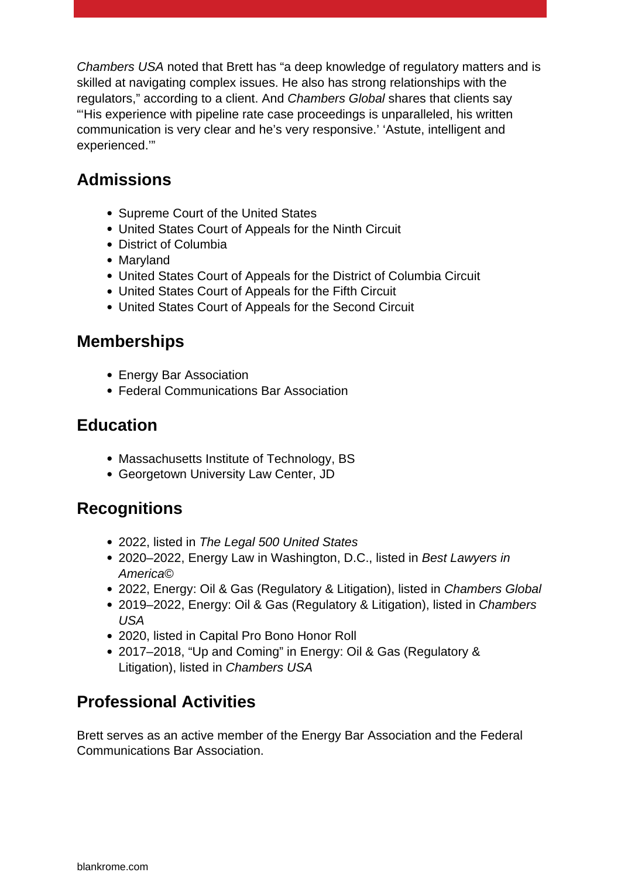*Chambers USA* noted that Brett has “a deep knowledge of regulatory matters and is skilled at navigating complex issues. He also has strong relationships with the regulators,” according to a client. And *Chambers Global* shares that clients say “‘His experience with pipeline rate case proceedings is unparalleled, his written communication is very clear and he’s very responsive.’ ‘Astute, intelligent and experienced.’”

## Admissions

- Supreme Court of the United States
- United States Court of Appeals for the Ninth Circuit
- District of Columbia
- Maryland
- United States Court of Appeals for the District of Columbia Circuit
- United States Court of Appeals for the Fifth Circuit
- United States Court of Appeals for the Second Circuit

## Memberships

- Energy Bar Association
- Federal Communications Bar Association

## Education

- Massachusetts Institute of Technology, BS
- Georgetown University Law Center, JD

## Recognitions

- 2022, listed in *The Legal 500 United States*
- 2020–2022, Energy Law in Washington, D.C., listed in *Best Lawyers in America©*
- 2022, Energy: Oil & Gas (Regulatory & Litigation), listed in *Chambers Global*
- 2019–2022, Energy: Oil & Gas (Regulatory & Litigation), listed in *Chambers USA*
- 2020, listed in Capital Pro Bono Honor Roll
- 2017–2018, “Up and Coming” in Energy: Oil & Gas (Regulatory & Litigation), listed in *Chambers USA*

## Professional Activities

Brett serves as an active member of the Energy Bar Association and the Federal Communications Bar Association.